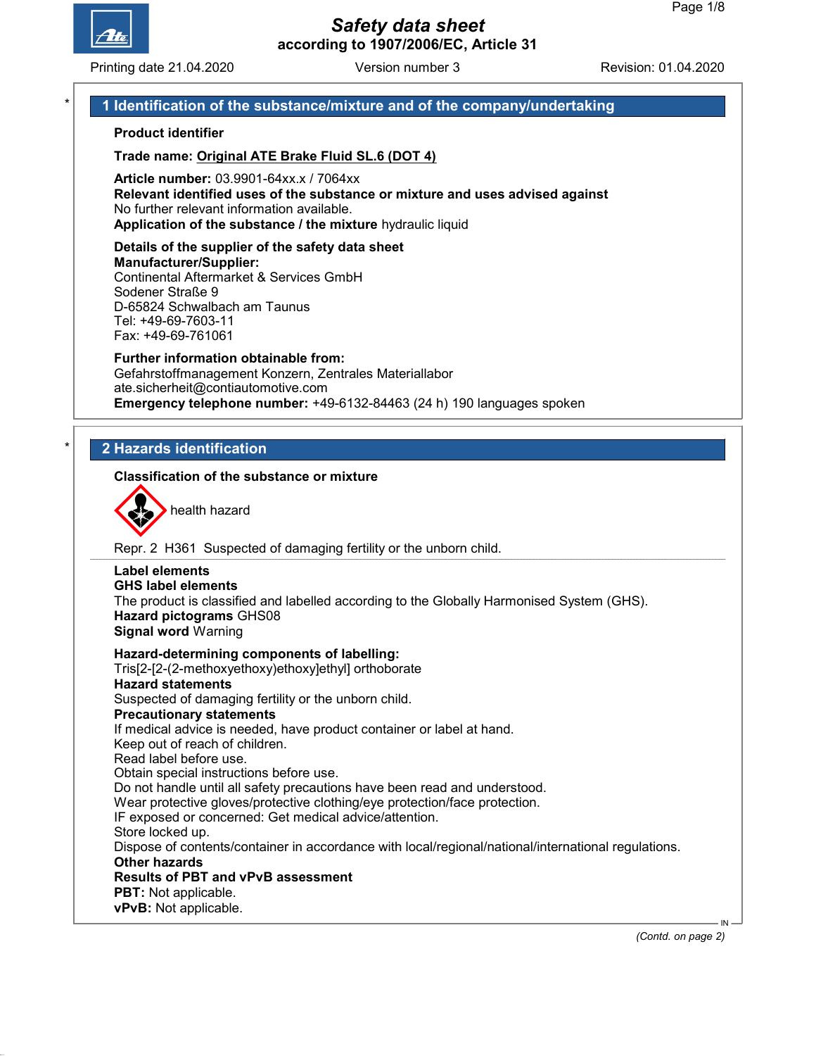# Safety data sheet

**according to 1907/2006/EC, Article 31**

Printing date 21.04.2020 Version number 3 Revision: 01.04.2020

## 1 Identification of the substance/mixture and of the company/undertaking

**Product identifier**

**Trade name: Original ATE Brake Fluid SL.6 (DOT 4)**

**Article number:** 03.9901-64xx.x / 7064xx
**Relevant identified uses of the substance or mixture and uses advised against**
No further relevant information available.
**Application of the substance / the mixture** hydraulic liquid

**Details of the supplier of the safety data sheet**
**Manufacturer/Supplier:**
Continental Aftermarket & Services GmbH
Sodener Straße 9
D-65824 Schwalbach am Taunus
Tel: +49-69-7603-11
Fax: +49-69-761061

**Further information obtainable from:**
Gefahrstoffmanagement Konzern, Zentrales Materiallabor
ate.sicherheit@contiautomotive.com
**Emergency telephone number:** +49-6132-84463 (24 h) 190 languages spoken

## 2 Hazards identification

**Classification of the substance or mixture**

health hazard

Repr. 2 H361 Suspected of damaging fertility or the unborn child.

**Label elements**
**GHS label elements**
The product is classified and labelled according to the Globally Harmonised System (GHS).
**Hazard pictograms** GHS08
**Signal word** Warning

**Hazard-determining components of labelling:**
Tris[2-[2-(2-methoxyethoxy)ethoxy]ethyl] orthoborate
**Hazard statements**
Suspected of damaging fertility or the unborn child.
**Precautionary statements**
If medical advice is needed, have product container or label at hand.
Keep out of reach of children.
Read label before use.
Obtain special instructions before use.
Do not handle until all safety precautions have been read and understood.
Wear protective gloves/protective clothing/eye protection/face protection.
IF exposed or concerned: Get medical advice/attention.
Store locked up.
Dispose of contents/container in accordance with local/regional/national/international regulations.
**Other hazards**
**Results of PBT and vPvB assessment**
**PBT:** Not applicable.
**vPvB:** Not applicable.

*(Contd. on page 2)*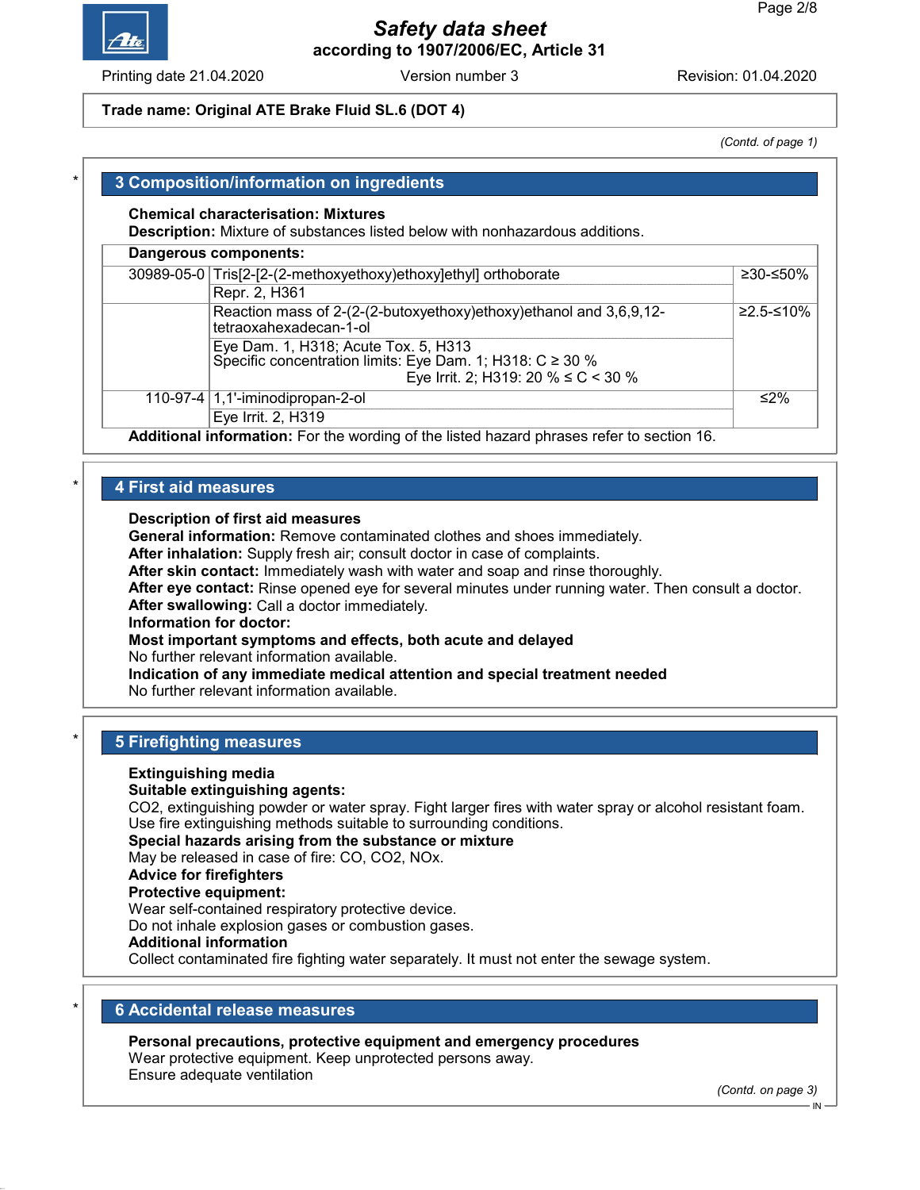Trade name: Original ATE Brake Fluid SL.6 (DOT 4)

*(Contd. of page 1)*

## 3 Composition/information on ingredients

**Chemical characterisation: Mixtures**
**Description:** Mixture of substances listed below with nonhazardous additions.

| Dangerous components: | | |
|---|---|---|
| 30989-05-0 | Tris[2-[2-(2-methoxyethoxy)ethoxy]ethyl] orthoborate | ≥30-≤50% |
| | Repr. 2, H361 | |
| | Reaction mass of 2-(2-(2-butoxyethoxy)ethoxy)ethanol and 3,6,9,12-tetraoxahexadecan-1-ol | ≥2.5-≤10% |
| | Eye Dam. 1, H318; Acute Tox. 5, H313<br>Specific concentration limits: Eye Dam. 1; H318: C ≥ 30 %<br>Eye Irrit. 2; H319: 20 % ≤ C < 30 % | |
| 110-97-4 | 1,1'-iminodipropan-2-ol | ≤2% |
| | Eye Irrit. 2, H319 | |

**Additional information:** For the wording of the listed hazard phrases refer to section 16.

## 4 First aid measures

**Description of first aid measures**
**General information:** Remove contaminated clothes and shoes immediately.
**After inhalation:** Supply fresh air; consult doctor in case of complaints.
**After skin contact:** Immediately wash with water and soap and rinse thoroughly.
**After eye contact:** Rinse opened eye for several minutes under running water. Then consult a doctor.
**After swallowing:** Call a doctor immediately.
**Information for doctor:**
**Most important symptoms and effects, both acute and delayed**
No further relevant information available.
**Indication of any immediate medical attention and special treatment needed**
No further relevant information available.

## 5 Firefighting measures

**Extinguishing media**
**Suitable extinguishing agents:**
$CO_2$, extinguishing powder or water spray. Fight larger fires with water spray or alcohol resistant foam.
Use fire extinguishing methods suitable to surrounding conditions.
**Special hazards arising from the substance or mixture**
May be released in case of fire: CO, $CO_2$, $NO_x$.
**Advice for firefighters**
**Protective equipment:**
Wear self-contained respiratory protective device.
Do not inhale explosion gases or combustion gases.
**Additional information**
Collect contaminated fire fighting water separately. It must not enter the sewage system.

## 6 Accidental release measures

**Personal precautions, protective equipment and emergency procedures**
Wear protective equipment. Keep unprotected persons away.
Ensure adequate ventilation

*(Contd. on page 3)*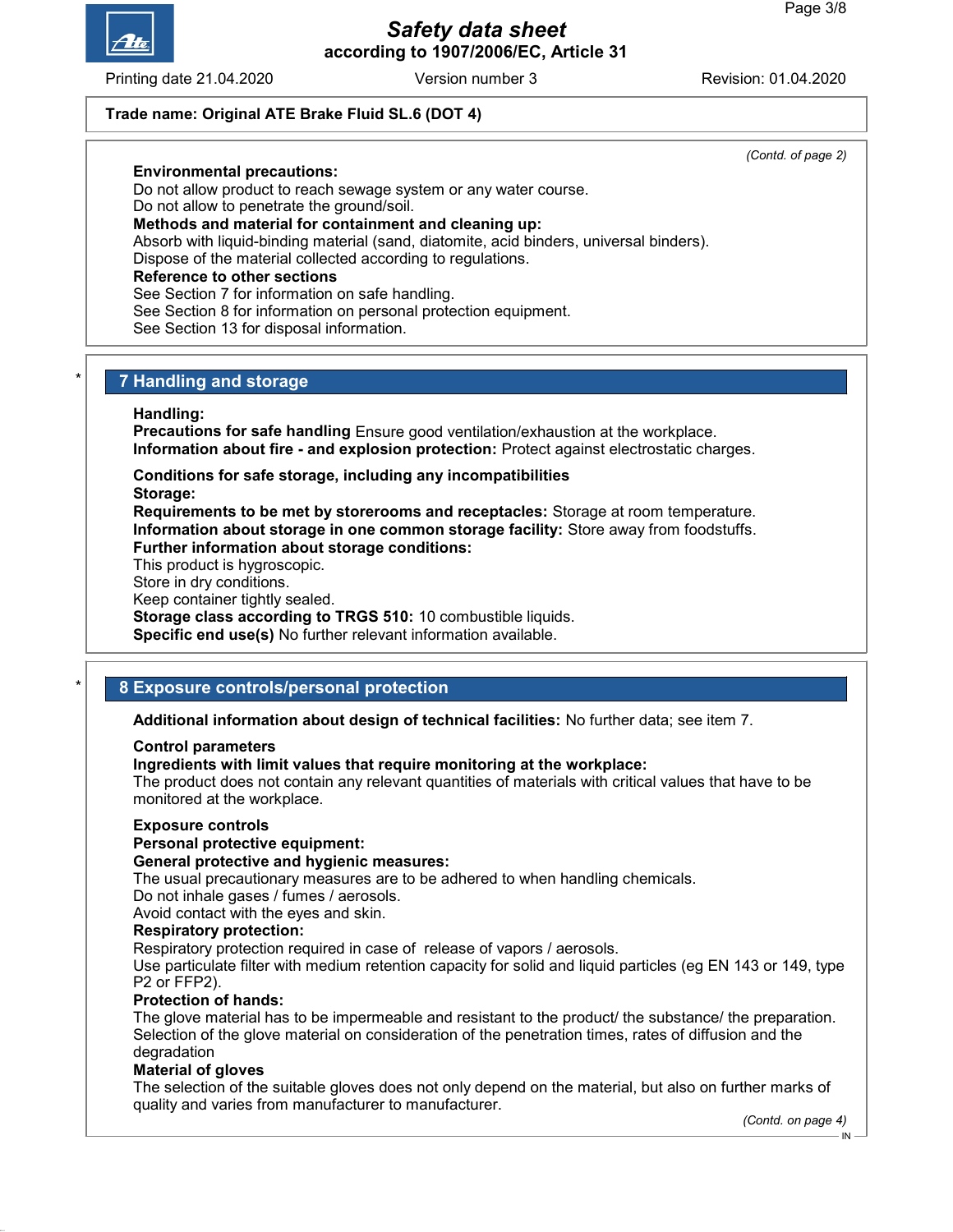**Trade name: Original ATE Brake Fluid SL.6 (DOT 4)**

*(Contd. of page 2)*

**Environmental precautions:**
Do not allow product to reach sewage system or any water course.
Do not allow to penetrate the ground/soil.
**Methods and material for containment and cleaning up:**
Absorb with liquid-binding material (sand, diatomite, acid binders, universal binders).
Dispose of the material collected according to regulations.
**Reference to other sections**
See Section 7 for information on safe handling.
See Section 8 for information on personal protection equipment.
See Section 13 for disposal information.

## 7 Handling and storage

**Handling:**
**Precautions for safe handling** Ensure good ventilation/exhaustion at the workplace.
**Information about fire - and explosion protection:** Protect against electrostatic charges.

**Conditions for safe storage, including any incompatibilities**
**Storage:**
**Requirements to be met by storerooms and receptacles:** Storage at room temperature.
**Information about storage in one common storage facility:** Store away from foodstuffs.
**Further information about storage conditions:**
This product is hygroscopic.
Store in dry conditions.
Keep container tightly sealed.
**Storage class according to TRGS 510:** 10 combustible liquids.
**Specific end use(s)** No further relevant information available.

## 8 Exposure controls/personal protection

**Additional information about design of technical facilities:** No further data; see item 7.

**Control parameters**
**Ingredients with limit values that require monitoring at the workplace:**
The product does not contain any relevant quantities of materials with critical values that have to be monitored at the workplace.

**Exposure controls**
**Personal protective equipment:**
**General protective and hygienic measures:**
The usual precautionary measures are to be adhered to when handling chemicals.
Do not inhale gases / fumes / aerosols.
Avoid contact with the eyes and skin.
**Respiratory protection:**
Respiratory protection required in case of release of vapors / aerosols.
Use particulate filter with medium retention capacity for solid and liquid particles (eg EN 143 or 149, type P2 or FFP2).
**Protection of hands:**
The glove material has to be impermeable and resistant to the product/ the substance/ the preparation.
Selection of the glove material on consideration of the penetration times, rates of diffusion and the degradation
**Material of gloves**
The selection of the suitable gloves does not only depend on the material, but also on further marks of quality and varies from manufacturer to manufacturer.

*(Contd. on page 4)*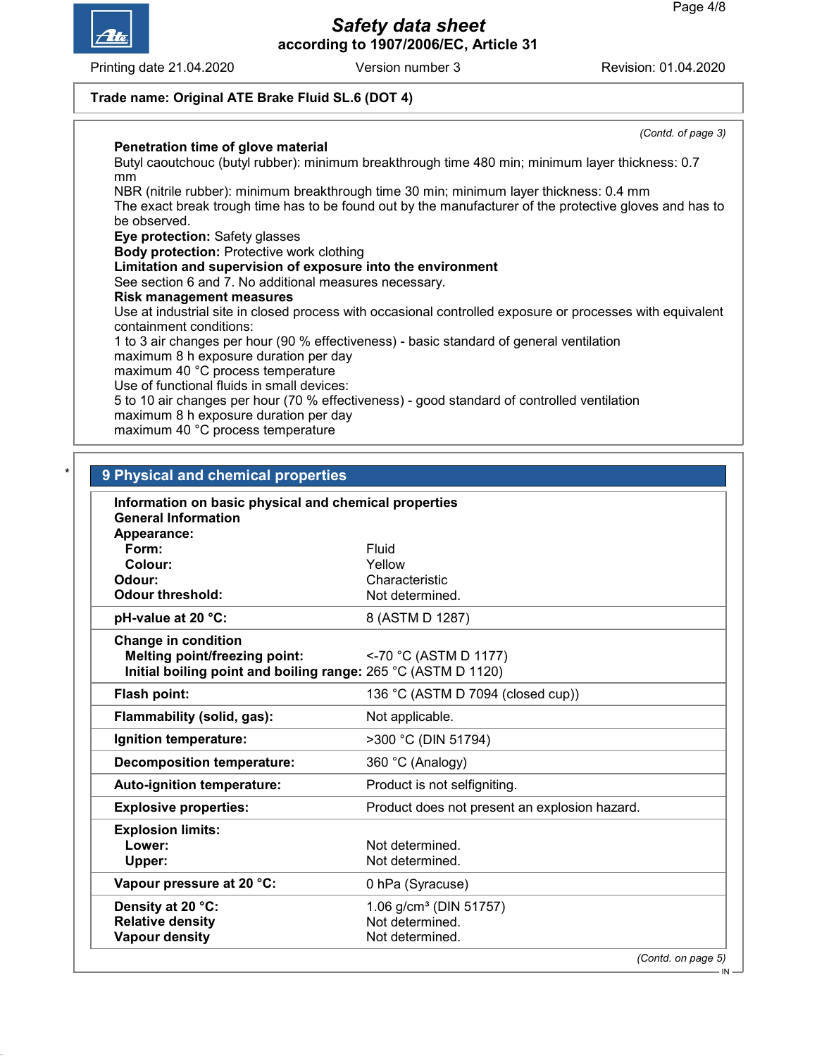Trade name: Original ATE Brake Fluid SL.6 (DOT 4)

*(Contd. of page 3)*

**Penetration time of glove material**
Butyl caoutchouc (butyl rubber): minimum breakthrough time 480 min; minimum layer thickness: 0.7 mm
NBR (nitrile rubber): minimum breakthrough time 30 min; minimum layer thickness: 0.4 mm
The exact break trough time has to be found out by the manufacturer of the protective gloves and has to be observed.
**Eye protection:** Safety glasses
**Body protection:** Protective work clothing
**Limitation and supervision of exposure into the environment**
See section 6 and 7. No additional measures necessary.
**Risk management measures**
Use at industrial site in closed process with occasional controlled exposure or processes with equivalent containment conditions:
1 to 3 air changes per hour (90 % effectiveness) - basic standard of general ventilation
maximum 8 h exposure duration per day
maximum 40 °C process temperature
Use of functional fluids in small devices:
5 to 10 air changes per hour (70 % effectiveness) - good standard of controlled ventilation
maximum 8 h exposure duration per day
maximum 40 °C process temperature

## 9 Physical and chemical properties

| | |
|---|---|
| **Information on basic physical and chemical properties** | |
| **General Information** | |
| **Appearance:** | |
| **Form:** | Fluid |
| **Colour:** | Yellow |
| **Odour:** | Characteristic |
| **Odour threshold:** | Not determined. |
| **pH-value at 20 °C:** | 8 (ASTM D 1287) |
| **Change in condition** | |
| **Melting point/freezing point:** | <-70 °C (ASTM D 1177) |
| **Initial boiling point and boiling range:** | 265 °C (ASTM D 1120) |
| **Flash point:** | 136 °C (ASTM D 7094 (closed cup)) |
| **Flammability (solid, gas):** | Not applicable. |
| **Ignition temperature:** | >300 °C (DIN 51794) |
| **Decomposition temperature:** | 360 °C (Analogy) |
| **Auto-ignition temperature:** | Product is not selfigniting. |
| **Explosive properties:** | Product does not present an explosion hazard. |
| **Explosion limits:** | |
| **Lower:** | Not determined. |
| **Upper:** | Not determined. |
| **Vapour pressure at 20 °C:** | 0 hPa (Syracuse) |
| **Density at 20 °C:** | 1.06 g/cm³ (DIN 51757) |
| **Relative density** | Not determined. |
| **Vapour density** | Not determined. |

*(Contd. on page 5)*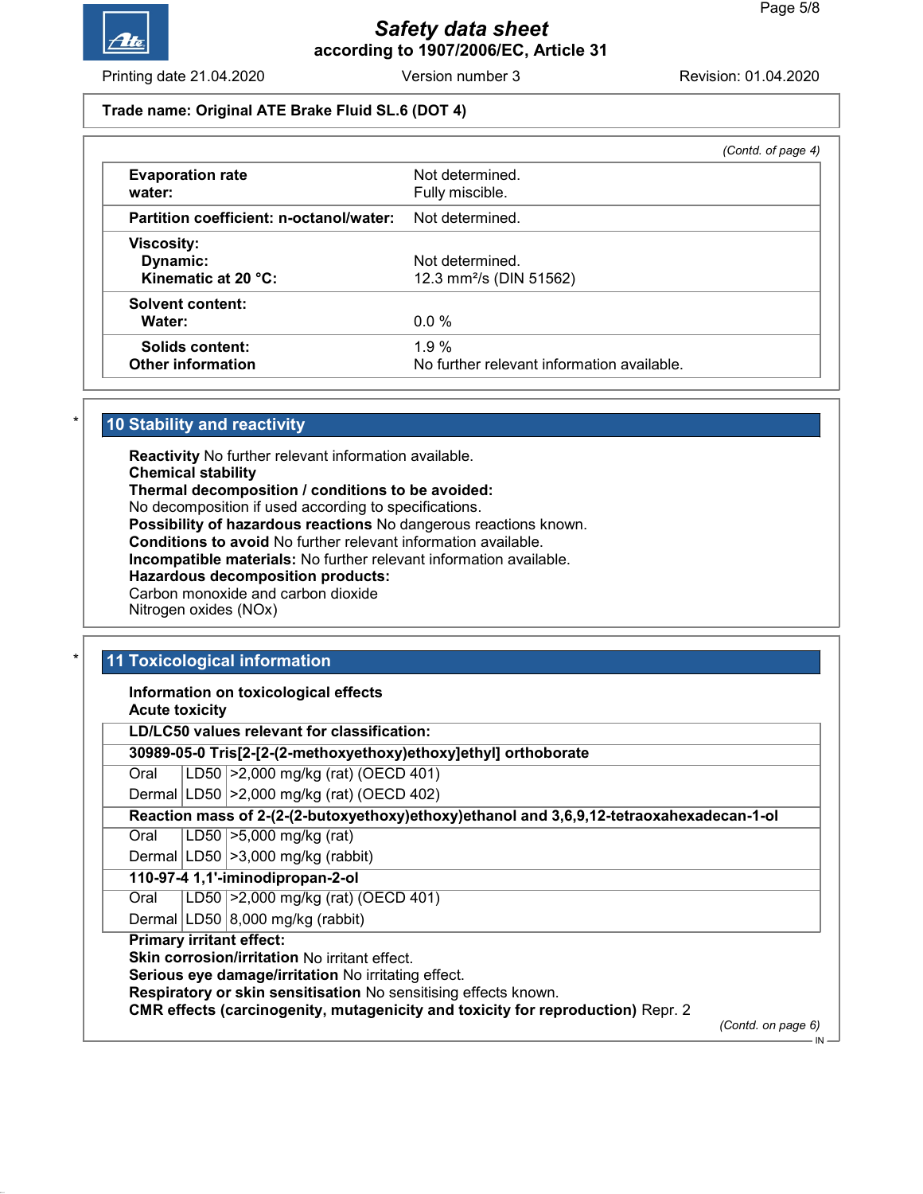**Trade name: Original ATE Brake Fluid SL.6 (DOT 4)**

*(Contd. of page 4)*

| | |
|---|---|
| **Evaporation rate** | Not determined. |
| **water:** | Fully miscible. |
| **Partition coefficient: n-octanol/water:** | Not determined. |
| **Viscosity:** | |
| **Dynamic:** | Not determined. |
| **Kinematic at 20 °C:** | 12.3 mm²/s (DIN 51562) |
| **Solvent content:** | |
| **Water:** | 0.0 % |
| **Solids content:** | 1.9 % |
| **Other information** | No further relevant information available. |

## * 10 Stability and reactivity

**Reactivity** No further relevant information available.
**Chemical stability**
**Thermal decomposition / conditions to be avoided:**
No decomposition if used according to specifications.
**Possibility of hazardous reactions** No dangerous reactions known.
**Conditions to avoid** No further relevant information available.
**Incompatible materials:** No further relevant information available.
**Hazardous decomposition products:**
Carbon monoxide and carbon dioxide
Nitrogen oxides (NOx)

## * 11 Toxicological information

**Information on toxicological effects**
**Acute toxicity**

| **LD/LC50 values relevant for classification:** | | |
|---|---|---|
| **30989-05-0 Tris[2-[2-(2-methoxyethoxy)ethoxy]ethyl] orthoborate** | | |
| Oral | LD50 | >2,000 mg/kg (rat) (OECD 401) |
| Dermal | LD50 | >2,000 mg/kg (rat) (OECD 402) |
| **Reaction mass of 2-(2-(2-butoxyethoxy)ethoxy)ethanol and 3,6,9,12-tetraoxahexadecan-1-ol** | | |
| Oral | LD50 | >5,000 mg/kg (rat) |
| Dermal | LD50 | >3,000 mg/kg (rabbit) |
| **110-97-4 1,1'-iminodipropan-2-ol** | | |
| Oral | LD50 | >2,000 mg/kg (rat) (OECD 401) |
| Dermal | LD50 | 8,000 mg/kg (rabbit) |

**Primary irritant effect:**
**Skin corrosion/irritation** No irritant effect.
**Serious eye damage/irritation** No irritating effect.
**Respiratory or skin sensitisation** No sensitising effects known.
**CMR effects (carcinogenity, mutagenicity and toxicity for reproduction)** Repr. 2

*(Contd. on page 6)*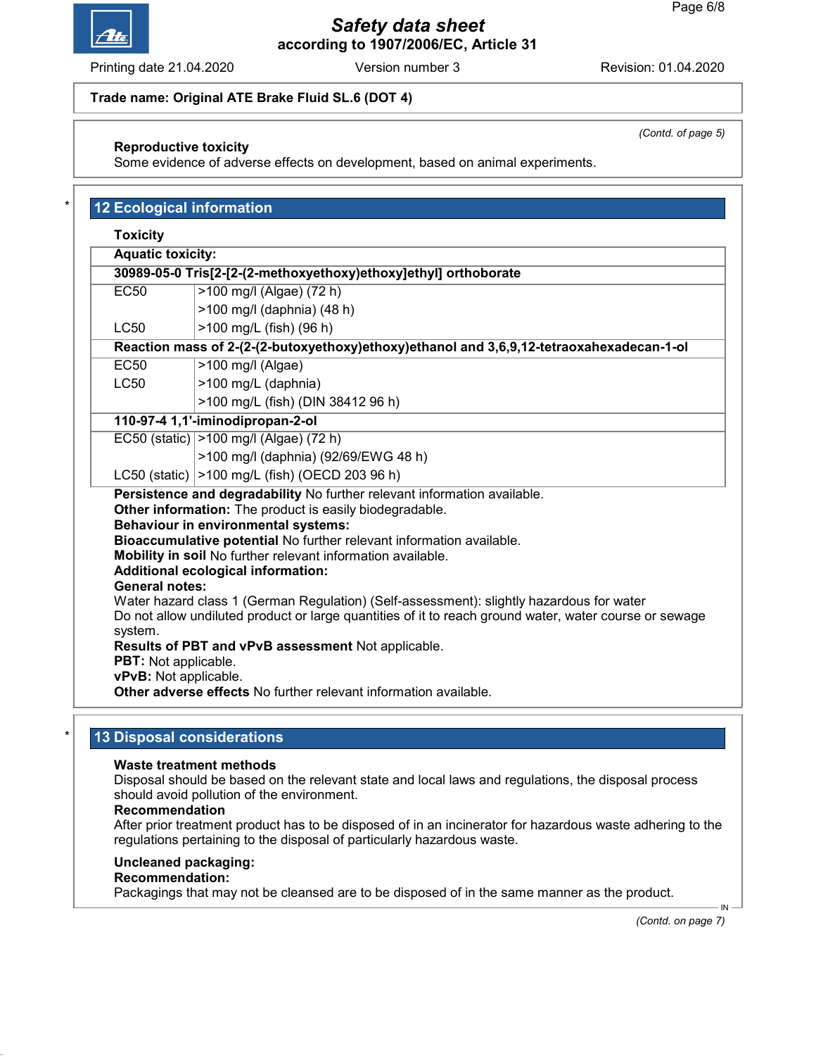**Trade name: Original ATE Brake Fluid SL.6 (DOT 4)**

*(Contd. of page 5)*

**Reproductive toxicity**
Some evidence of adverse effects on development, based on animal experiments.

## 12 Ecological information

**Toxicity**

| **Aquatic toxicity:** | |
|---|---|
| **30989-05-0 Tris[2-[2-(2-methoxyethoxy)ethoxy]ethyl] orthoborate** | |
| EC50 | >100 mg/l (Algae) (72 h) |
| | >100 mg/l (daphnia) (48 h) |
| LC50 | >100 mg/L (fish) (96 h) |
| **Reaction mass of 2-(2-(2-butoxyethoxy)ethoxy)ethanol and 3,6,9,12-tetraoxahexadecan-1-ol** | |
| EC50 | >100 mg/l (Algae) |
| LC50 | >100 mg/L (daphnia) |
| | >100 mg/L (fish) (DIN 38412 96 h) |
| **110-97-4 1,1'-iminodipropan-2-ol** | |
| EC50 (static) | >100 mg/l (Algae) (72 h) |
| | >100 mg/l (daphnia) (92/69/EWG 48 h) |
| LC50 (static) | >100 mg/L (fish) (OECD 203 96 h) |

**Persistence and degradability** No further relevant information available.
**Other information:** The product is easily biodegradable.
**Behaviour in environmental systems:**
**Bioaccumulative potential** No further relevant information available.
**Mobility in soil** No further relevant information available.
**Additional ecological information:**
**General notes:**
Water hazard class 1 (German Regulation) (Self-assessment): slightly hazardous for water
Do not allow undiluted product or large quantities of it to reach ground water, water course or sewage system.
**Results of PBT and vPvB assessment** Not applicable.
**PBT:** Not applicable.
**vPvB:** Not applicable.
**Other adverse effects** No further relevant information available.

## 13 Disposal considerations

**Waste treatment methods**
Disposal should be based on the relevant state and local laws and regulations, the disposal process should avoid pollution of the environment.
**Recommendation**
After prior treatment product has to be disposed of in an incinerator for hazardous waste adhering to the regulations pertaining to the disposal of particularly hazardous waste.

**Uncleaned packaging:**
**Recommendation:**
Packagings that may not be cleansed are to be disposed of in the same manner as the product.

*(Contd. on page 7)*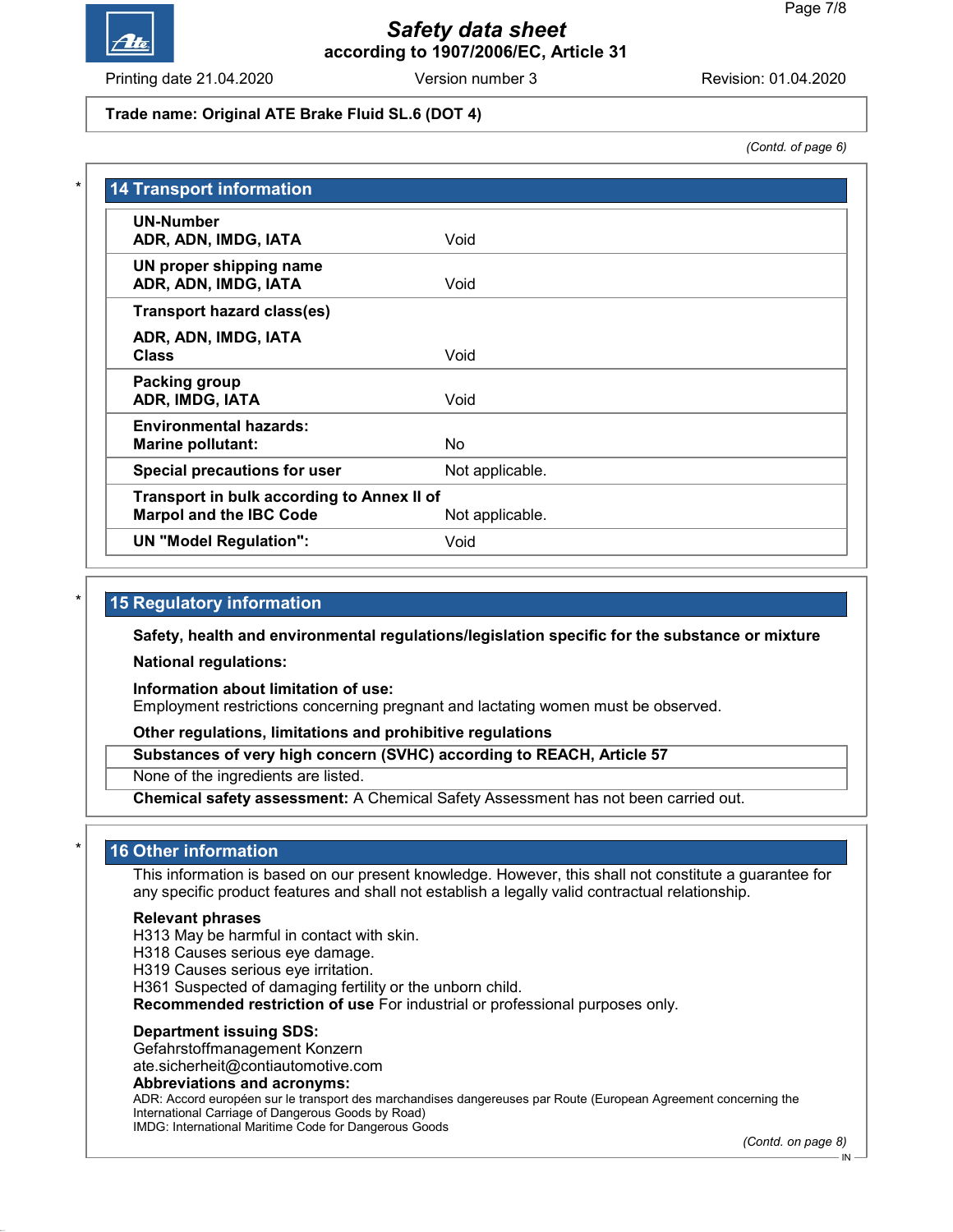Trade name: Original ATE Brake Fluid SL.6 (DOT 4)

*(Contd. of page 6)*

## 14 Transport information

| | |
|---|---|
| **UN-Number** **ADR, ADN, IMDG, IATA** | Void |
| **UN proper shipping name** **ADR, ADN, IMDG, IATA** | Void |
| **Transport hazard class(es)** **ADR, ADN, IMDG, IATA** **Class** | Void |
| **Packing group** **ADR, IMDG, IATA** | Void |
| **Environmental hazards:** **Marine pollutant:** | No |
| **Special precautions for user** | Not applicable. |
| **Transport in bulk according to Annex II of Marpol and the IBC Code** | Not applicable. |
| **UN "Model Regulation":** | Void |

## 15 Regulatory information

**Safety, health and environmental regulations/legislation specific for the substance or mixture**

**National regulations:**

**Information about limitation of use:**
Employment restrictions concerning pregnant and lactating women must be observed.

**Other regulations, limitations and prohibitive regulations**

**Substances of very high concern (SVHC) according to REACH, Article 57**

None of the ingredients are listed.

**Chemical safety assessment:** A Chemical Safety Assessment has not been carried out.

## 16 Other information

This information is based on our present knowledge. However, this shall not constitute a guarantee for any specific product features and shall not establish a legally valid contractual relationship.

**Relevant phrases**
H313 May be harmful in contact with skin.
H318 Causes serious eye damage.
H319 Causes serious eye irritation.
H361 Suspected of damaging fertility or the unborn child.
**Recommended restriction of use** For industrial or professional purposes only.

**Department issuing SDS:**
Gefahrstoffmanagement Konzern
ate.sicherheit@contiautomotive.com
**Abbreviations and acronyms:**
ADR: Accord européen sur le transport des marchandises dangereuses par Route (European Agreement concerning the International Carriage of Dangerous Goods by Road)
IMDG: International Maritime Code for Dangerous Goods

*(Contd. on page 8)*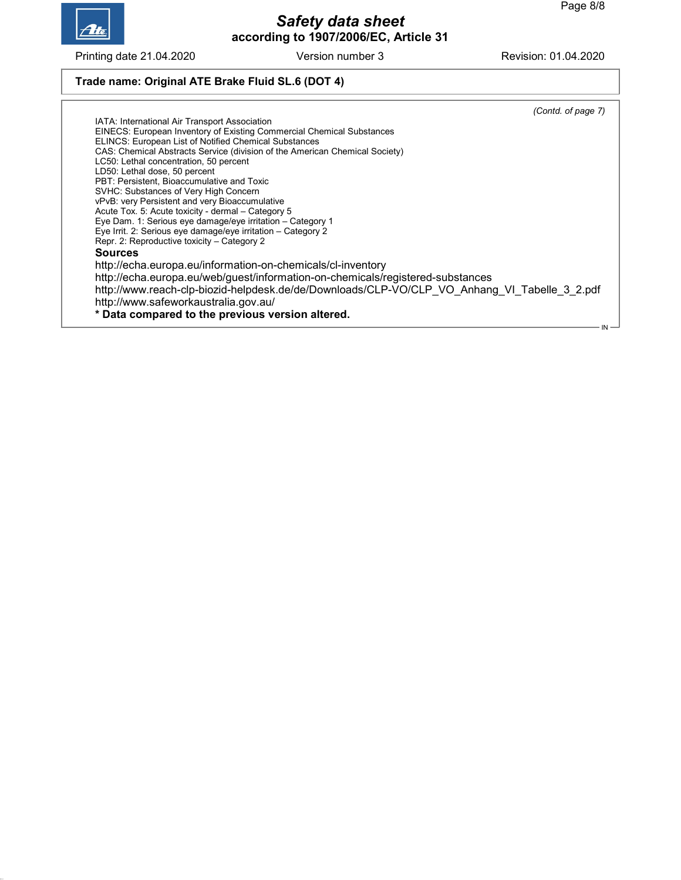*(Contd. of page 7)*

IATA: International Air Transport Association
EINECS: European Inventory of Existing Commercial Chemical Substances
ELINCS: European List of Notified Chemical Substances
CAS: Chemical Abstracts Service (division of the American Chemical Society)
LC50: Lethal concentration, 50 percent
LD50: Lethal dose, 50 percent
PBT: Persistent, Bioaccumulative and Toxic
SVHC: Substances of Very High Concern
vPvB: very Persistent and very Bioaccumulative
Acute Tox. 5: Acute toxicity - dermal – Category 5
Eye Dam. 1: Serious eye damage/eye irritation – Category 1
Eye Irrit. 2: Serious eye damage/eye irritation – Category 2
Repr. 2: Reproductive toxicity – Category 2

**Sources**

http://echa.europa.eu/information-on-chemicals/cl-inventory
http://echa.europa.eu/web/guest/information-on-chemicals/registered-substances
http://www.reach-clp-biozid-helpdesk.de/de/Downloads/CLP-VO/CLP_VO_Anhang_VI_Tabelle_3_2.pdf
http://www.safeworkaustralia.gov.au/

**\* Data compared to the previous version altered.**